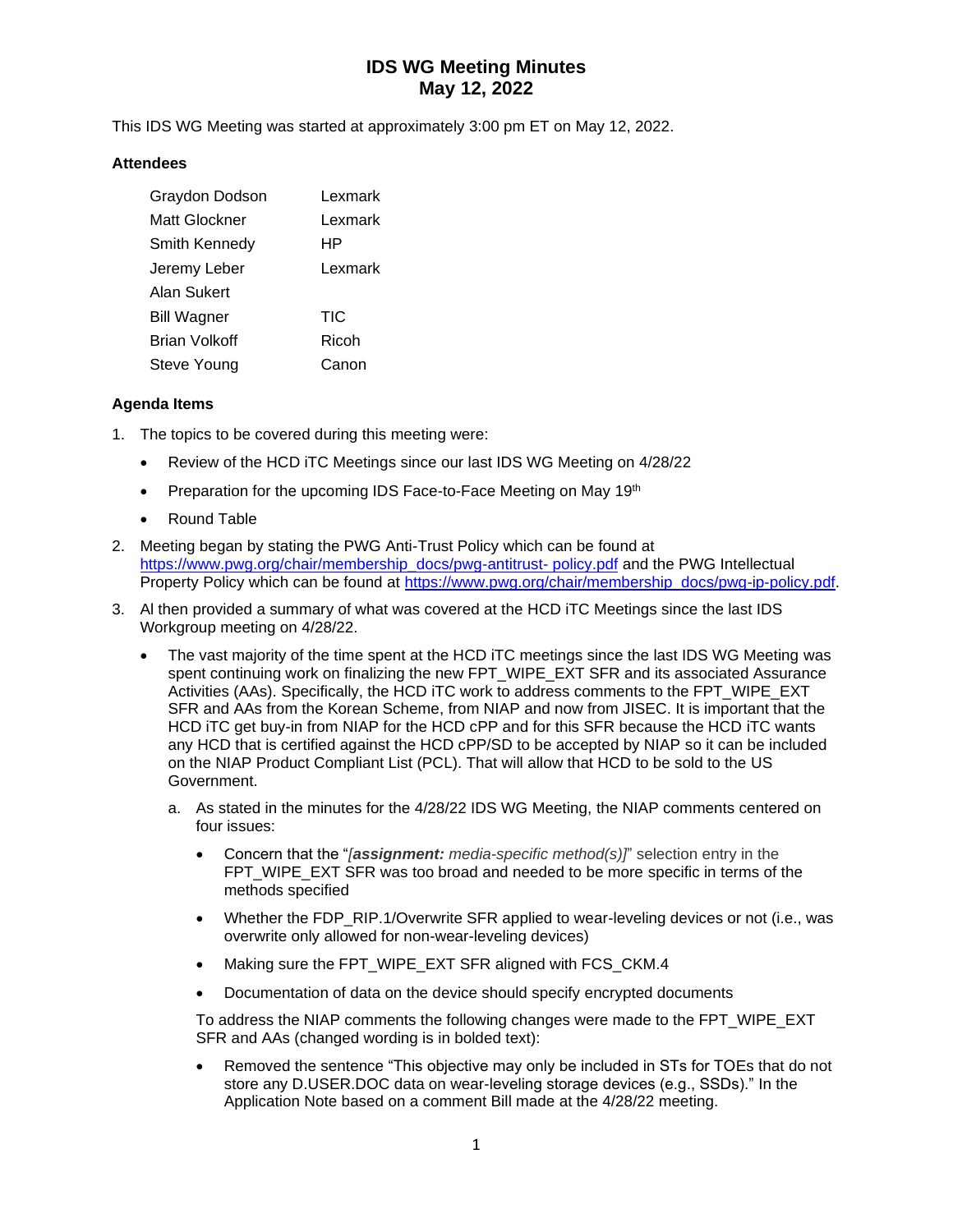# IDS WG Meeting Minutes
# May 12, 2022

This IDS WG Meeting was started at approximately 3:00 pm ET on May 12, 2022.

### Attendees

| | |
|---|---|
| Graydon Dodson | Lexmark |
| Matt Glockner | Lexmark |
| Smith Kennedy | HP |
| Jeremy Leber | Lexmark |
| Alan Sukert | |
| Bill Wagner | TIC |
| Brian Volkoff | Ricoh |
| Steve Young | Canon |

### Agenda Items

1. The topics to be covered during this meeting were:
   - Review of the HCD iTC Meetings since our last IDS WG Meeting on 4/28/22
   - Preparation for the upcoming IDS Face-to-Face Meeting on May 19th
   - Round Table
2. Meeting began by stating the PWG Anti-Trust Policy which can be found at https://www.pwg.org/chair/membership_docs/pwg-antitrust- policy.pdf and the PWG Intellectual Property Policy which can be found at https://www.pwg.org/chair/membership_docs/pwg-ip-policy.pdf.
3. Al then provided a summary of what was covered at the HCD iTC Meetings since the last IDS Workgroup meeting on 4/28/22.
   - The vast majority of the time spent at the HCD iTC meetings since the last IDS WG Meeting was spent continuing work on finalizing the new FPT_WIPE_EXT SFR and its associated Assurance Activities (AAs). Specifically, the HCD iTC work to address comments to the FPT_WIPE_EXT SFR and AAs from the Korean Scheme, from NIAP and now from JISEC. It is important that the HCD iTC get buy-in from NIAP for the HCD cPP and for this SFR because the HCD iTC wants any HCD that is certified against the HCD cPP/SD to be accepted by NIAP so it can be included on the NIAP Product Compliant List (PCL). That will allow that HCD to be sold to the US Government.
     a. As stated in the minutes for the 4/28/22 IDS WG Meeting, the NIAP comments centered on four issues:
        - Concern that the "*[**assignment:** media-specific method(s)]*" selection entry in the FPT_WIPE_EXT SFR was too broad and needed to be more specific in terms of the methods specified
        - Whether the FDP_RIP.1/Overwrite SFR applied to wear-leveling devices or not (i.e., was overwrite only allowed for non-wear-leveling devices)
        - Making sure the FPT_WIPE_EXT SFR aligned with FCS_CKM.4
        - Documentation of data on the device should specify encrypted documents

        To address the NIAP comments the following changes were made to the FPT_WIPE_EXT SFR and AAs (changed wording is in bolded text):

        - Removed the sentence "This objective may only be included in STs for TOEs that do not store any D.USER.DOC data on wear-leveling storage devices (e.g., SSDs)." In the Application Note based on a comment Bill made at the 4/28/22 meeting.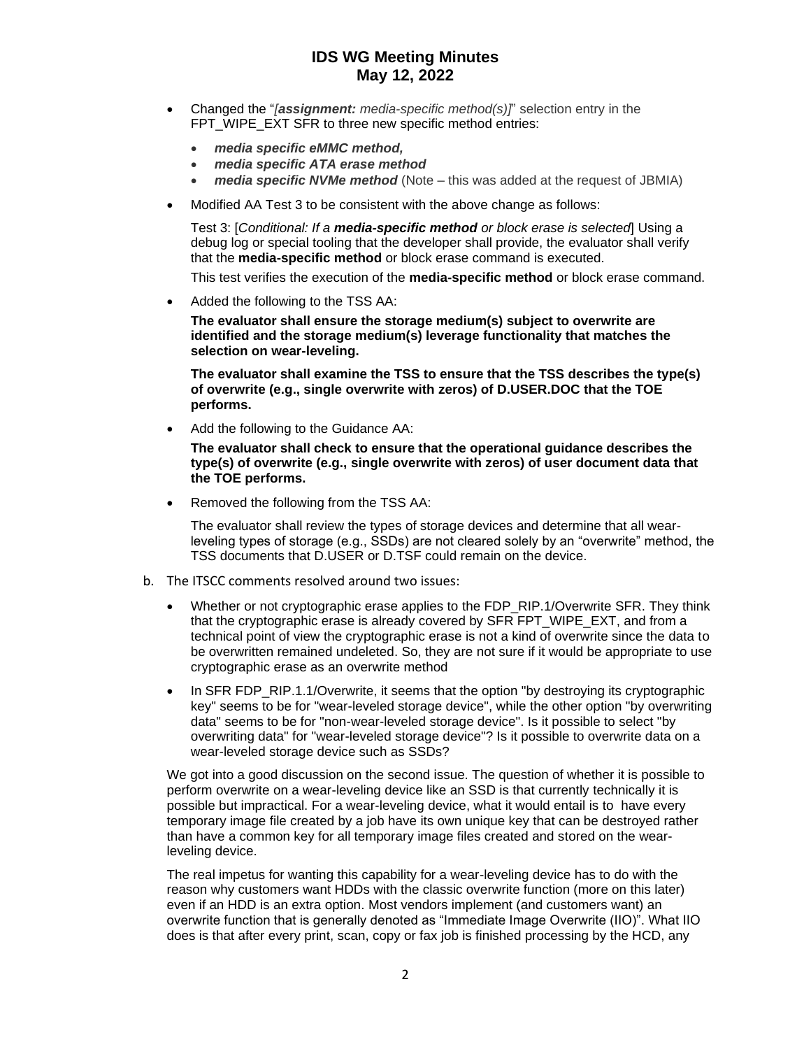- Changed the "*[**assignment:** media-specific method(s)]*" selection entry in the FPT_WIPE_EXT SFR to three new specific method entries:
  - ***media specific eMMC method,***
  - ***media specific ATA erase method***
  - ***media specific NVMe method*** (Note – this was added at the request of JBMIA)
- Modified AA Test 3 to be consistent with the above change as follows:

  Test 3: [*Conditional: If a **media-specific method** or block erase is selected*] Using a debug log or special tooling that the developer shall provide, the evaluator shall verify that the **media-specific method** or block erase command is executed.

  This test verifies the execution of the **media-specific method** or block erase command.
- Added the following to the TSS AA:

  **The evaluator shall ensure the storage medium(s) subject to overwrite are identified and the storage medium(s) leverage functionality that matches the selection on wear-leveling.**

  **The evaluator shall examine the TSS to ensure that the TSS describes the type(s) of overwrite (e.g., single overwrite with zeros) of D.USER.DOC that the TOE performs.**
- Add the following to the Guidance AA:

  **The evaluator shall check to ensure that the operational guidance describes the type(s) of overwrite (e.g., single overwrite with zeros) of user document data that the TOE performs.**
- Removed the following from the TSS AA:

  The evaluator shall review the types of storage devices and determine that all wear-leveling types of storage (e.g., SSDs) are not cleared solely by an "overwrite" method, the TSS documents that D.USER or D.TSF could remain on the device.

b. The ITSCC comments resolved around two issues:

- Whether or not cryptographic erase applies to the FDP_RIP.1/Overwrite SFR. They think that the cryptographic erase is already covered by SFR FPT_WIPE_EXT, and from a technical point of view the cryptographic erase is not a kind of overwrite since the data to be overwritten remained undeleted. So, they are not sure if it would be appropriate to use cryptographic erase as an overwrite method
- In SFR FDP_RIP.1.1/Overwrite, it seems that the option "by destroying its cryptographic key" seems to be for "wear-leveled storage device", while the other option "by overwriting data" seems to be for "non-wear-leveled storage device". Is it possible to select "by overwriting data" for "wear-leveled storage device"? Is it possible to overwrite data on a wear-leveled storage device such as SSDs?

We got into a good discussion on the second issue. The question of whether it is possible to perform overwrite on a wear-leveling device like an SSD is that currently technically it is possible but impractical. For a wear-leveling device, what it would entail is to have every temporary image file created by a job have its own unique key that can be destroyed rather than have a common key for all temporary image files created and stored on the wear-leveling device.

The real impetus for wanting this capability for a wear-leveling device has to do with the reason why customers want HDDs with the classic overwrite function (more on this later) even if an HDD is an extra option. Most vendors implement (and customers want) an overwrite function that is generally denoted as "Immediate Image Overwrite (IIO)". What IIO does is that after every print, scan, copy or fax job is finished processing by the HCD, any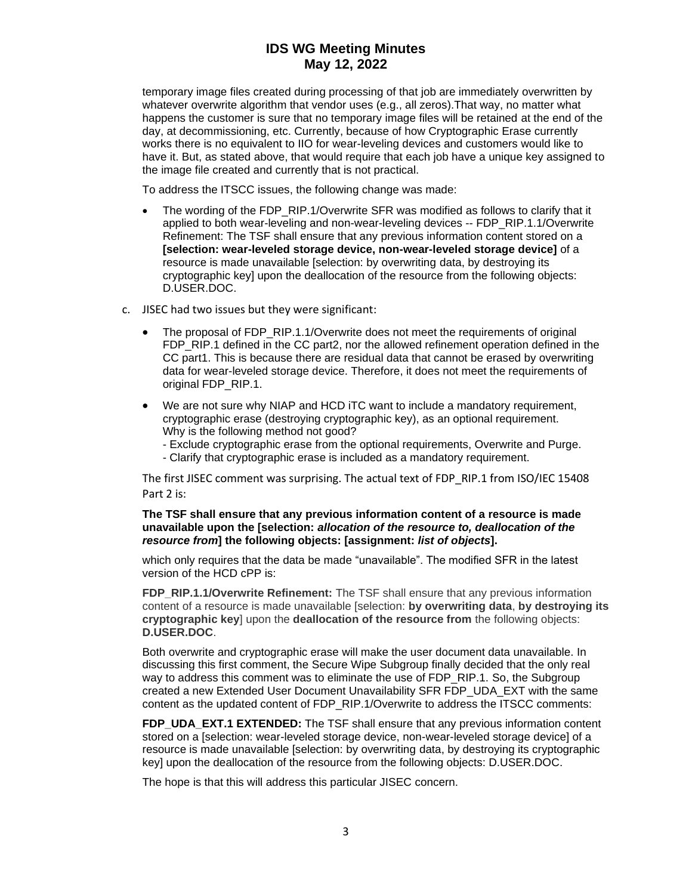temporary image files created during processing of that job are immediately overwritten by whatever overwrite algorithm that vendor uses (e.g., all zeros).That way, no matter what happens the customer is sure that no temporary image files will be retained at the end of the day, at decommissioning, etc. Currently, because of how Cryptographic Erase currently works there is no equivalent to IIO for wear-leveling devices and customers would like to have it. But, as stated above, that would require that each job have a unique key assigned to the image file created and currently that is not practical.

To address the ITSCC issues, the following change was made:

- The wording of the FDP_RIP.1/Overwrite SFR was modified as follows to clarify that it applied to both wear-leveling and non-wear-leveling devices -- FDP_RIP.1.1/Overwrite Refinement: The TSF shall ensure that any previous information content stored on a **[selection: wear-leveled storage device, non-wear-leveled storage device]** of a resource is made unavailable [selection: by overwriting data, by destroying its cryptographic key] upon the deallocation of the resource from the following objects: D.USER.DOC.

c. JISEC had two issues but they were significant:

- The proposal of FDP_RIP.1.1/Overwrite does not meet the requirements of original FDP_RIP.1 defined in the CC part2, nor the allowed refinement operation defined in the CC part1. This is because there are residual data that cannot be erased by overwriting data for wear-leveled storage device. Therefore, it does not meet the requirements of original FDP_RIP.1.
- We are not sure why NIAP and HCD iTC want to include a mandatory requirement, cryptographic erase (destroying cryptographic key), as an optional requirement. Why is the following method not good?
  - Exclude cryptographic erase from the optional requirements, Overwrite and Purge.
  - Clarify that cryptographic erase is included as a mandatory requirement.

The first JISEC comment was surprising. The actual text of FDP_RIP.1 from ISO/IEC 15408 Part 2 is:

**The TSF shall ensure that any previous information content of a resource is made unavailable upon the [selection: *allocation of the resource to, deallocation of the resource from*] the following objects: [assignment: *list of objects*].**

which only requires that the data be made "unavailable". The modified SFR in the latest version of the HCD cPP is:

**FDP_RIP.1.1/Overwrite Refinement:** The TSF shall ensure that any previous information content of a resource is made unavailable [selection: **by overwriting data**, **by destroying its cryptographic key**] upon the **deallocation of the resource from** the following objects: **D.USER.DOC**.

Both overwrite and cryptographic erase will make the user document data unavailable. In discussing this first comment, the Secure Wipe Subgroup finally decided that the only real way to address this comment was to eliminate the use of FDP_RIP.1. So, the Subgroup created a new Extended User Document Unavailability SFR FDP_UDA_EXT with the same content as the updated content of FDP_RIP.1/Overwrite to address the ITSCC comments:

**FDP_UDA_EXT.1 EXTENDED:** The TSF shall ensure that any previous information content stored on a [selection: wear-leveled storage device, non-wear-leveled storage device] of a resource is made unavailable [selection: by overwriting data, by destroying its cryptographic key] upon the deallocation of the resource from the following objects: D.USER.DOC.

The hope is that this will address this particular JISEC concern.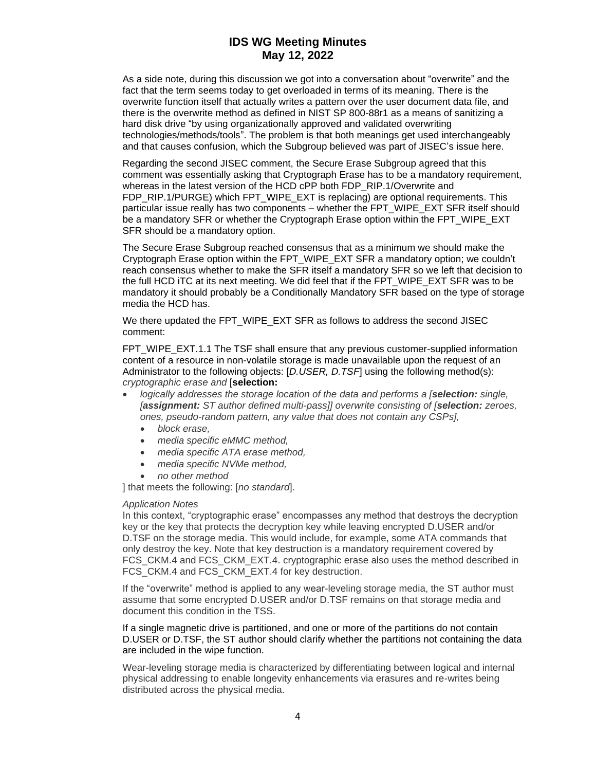As a side note, during this discussion we got into a conversation about "overwrite" and the fact that the term seems today to get overloaded in terms of its meaning. There is the overwrite function itself that actually writes a pattern over the user document data file, and there is the overwrite method as defined in NIST SP 800-88r1 as a means of sanitizing a hard disk drive "by using organizationally approved and validated overwriting technologies/methods/tools". The problem is that both meanings get used interchangeably and that causes confusion, which the Subgroup believed was part of JISEC's issue here.

Regarding the second JISEC comment, the Secure Erase Subgroup agreed that this comment was essentially asking that Cryptograph Erase has to be a mandatory requirement, whereas in the latest version of the HCD cPP both FDP_RIP.1/Overwrite and FDP_RIP.1/PURGE) which FPT_WIPE_EXT is replacing) are optional requirements. This particular issue really has two components – whether the FPT_WIPE_EXT SFR itself should be a mandatory SFR or whether the Cryptograph Erase option within the FPT_WIPE_EXT SFR should be a mandatory option.

The Secure Erase Subgroup reached consensus that as a minimum we should make the Cryptograph Erase option within the FPT_WIPE_EXT SFR a mandatory option; we couldn't reach consensus whether to make the SFR itself a mandatory SFR so we left that decision to the full HCD iTC at its next meeting. We did feel that if the FPT_WIPE_EXT SFR was to be mandatory it should probably be a Conditionally Mandatory SFR based on the type of storage media the HCD has.

We there updated the FPT_WIPE_EXT SFR as follows to address the second JISEC comment:

FPT_WIPE_EXT.1.1 The TSF shall ensure that any previous customer-supplied information content of a resource in non-volatile storage is made unavailable upon the request of an Administrator to the following objects: [*D.USER, D.TSF*] using the following method(s): *cryptographic erase and* [**selection:**

- *logically addresses the storage location of the data and performs a [**selection:** single, [**assignment:** ST author defined multi-pass]] overwrite consisting of [**selection:** zeroes, ones, pseudo-random pattern, any value that does not contain any CSPs],*
  - *block erase,*
  - *media specific eMMC method,*
  - *media specific ATA erase method,*
  - *media specific NVMe method,*
  - *no other method*

] that meets the following: [*no standard*].

*Application Notes*

In this context, "cryptographic erase" encompasses any method that destroys the decryption key or the key that protects the decryption key while leaving encrypted D.USER and/or D.TSF on the storage media. This would include, for example, some ATA commands that only destroy the key. Note that key destruction is a mandatory requirement covered by FCS_CKM.4 and FCS_CKM_EXT.4. cryptographic erase also uses the method described in FCS_CKM.4 and FCS_CKM_EXT.4 for key destruction.

If the "overwrite" method is applied to any wear-leveling storage media, the ST author must assume that some encrypted D.USER and/or D.TSF remains on that storage media and document this condition in the TSS.

If a single magnetic drive is partitioned, and one or more of the partitions do not contain D.USER or D.TSF, the ST author should clarify whether the partitions not containing the data are included in the wipe function.

Wear-leveling storage media is characterized by differentiating between logical and internal physical addressing to enable longevity enhancements via erasures and re-writes being distributed across the physical media.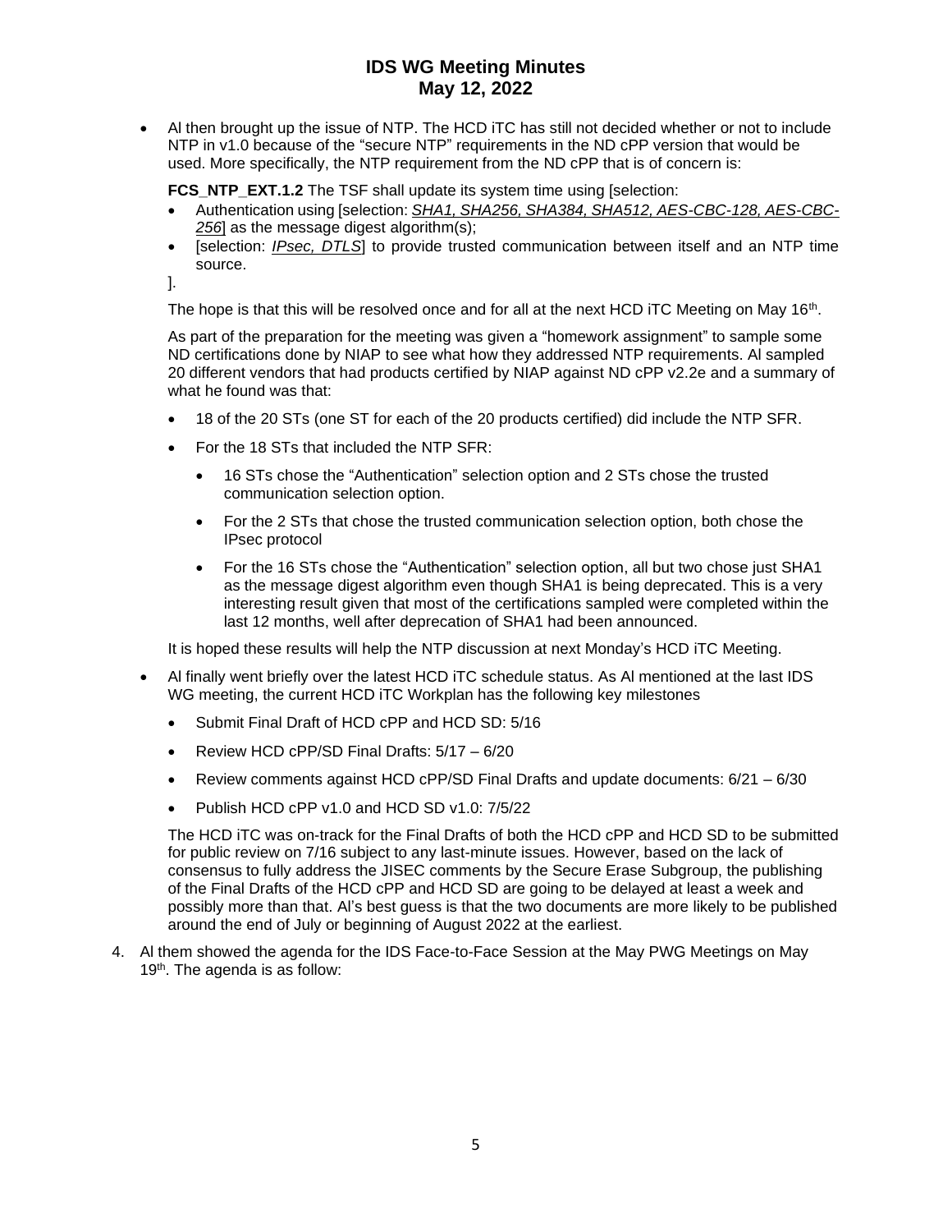- Al then brought up the issue of NTP. The HCD iTC has still not decided whether or not to include NTP in v1.0 because of the "secure NTP" requirements in the ND cPP version that would be used. More specifically, the NTP requirement from the ND cPP that is of concern is:

  **FCS_NTP_EXT.1.2** The TSF shall update its system time using [selection:
  - Authentication using [selection: *SHA1, SHA256, SHA384, SHA512, AES-CBC-128, AES-CBC-256*] as the message digest algorithm(s);
  - [selection: *IPsec, DTLS*] to provide trusted communication between itself and an NTP time source.

  ].

  The hope is that this will be resolved once and for all at the next HCD iTC Meeting on May 16th.

  As part of the preparation for the meeting was given a "homework assignment" to sample some ND certifications done by NIAP to see what how they addressed NTP requirements. Al sampled 20 different vendors that had products certified by NIAP against ND cPP v2.2e and a summary of what he found was that:

  - 18 of the 20 STs (one ST for each of the 20 products certified) did include the NTP SFR.
  - For the 18 STs that included the NTP SFR:
    - 16 STs chose the "Authentication" selection option and 2 STs chose the trusted communication selection option.
    - For the 2 STs that chose the trusted communication selection option, both chose the IPsec protocol
    - For the 16 STs chose the "Authentication" selection option, all but two chose just SHA1 as the message digest algorithm even though SHA1 is being deprecated. This is a very interesting result given that most of the certifications sampled were completed within the last 12 months, well after deprecation of SHA1 had been announced.

  It is hoped these results will help the NTP discussion at next Monday's HCD iTC Meeting.

- Al finally went briefly over the latest HCD iTC schedule status. As Al mentioned at the last IDS WG meeting, the current HCD iTC Workplan has the following key milestones
  - Submit Final Draft of HCD cPP and HCD SD: 5/16
  - Review HCD cPP/SD Final Drafts: 5/17 – 6/20
  - Review comments against HCD cPP/SD Final Drafts and update documents: 6/21 – 6/30
  - Publish HCD cPP v1.0 and HCD SD v1.0: 7/5/22

  The HCD iTC was on-track for the Final Drafts of both the HCD cPP and HCD SD to be submitted for public review on 7/16 subject to any last-minute issues. However, based on the lack of consensus to fully address the JISEC comments by the Secure Erase Subgroup, the publishing of the Final Drafts of the HCD cPP and HCD SD are going to be delayed at least a week and possibly more than that. Al's best guess is that the two documents are more likely to be published around the end of July or beginning of August 2022 at the earliest.

4. Al them showed the agenda for the IDS Face-to-Face Session at the May PWG Meetings on May 19th. The agenda is as follow: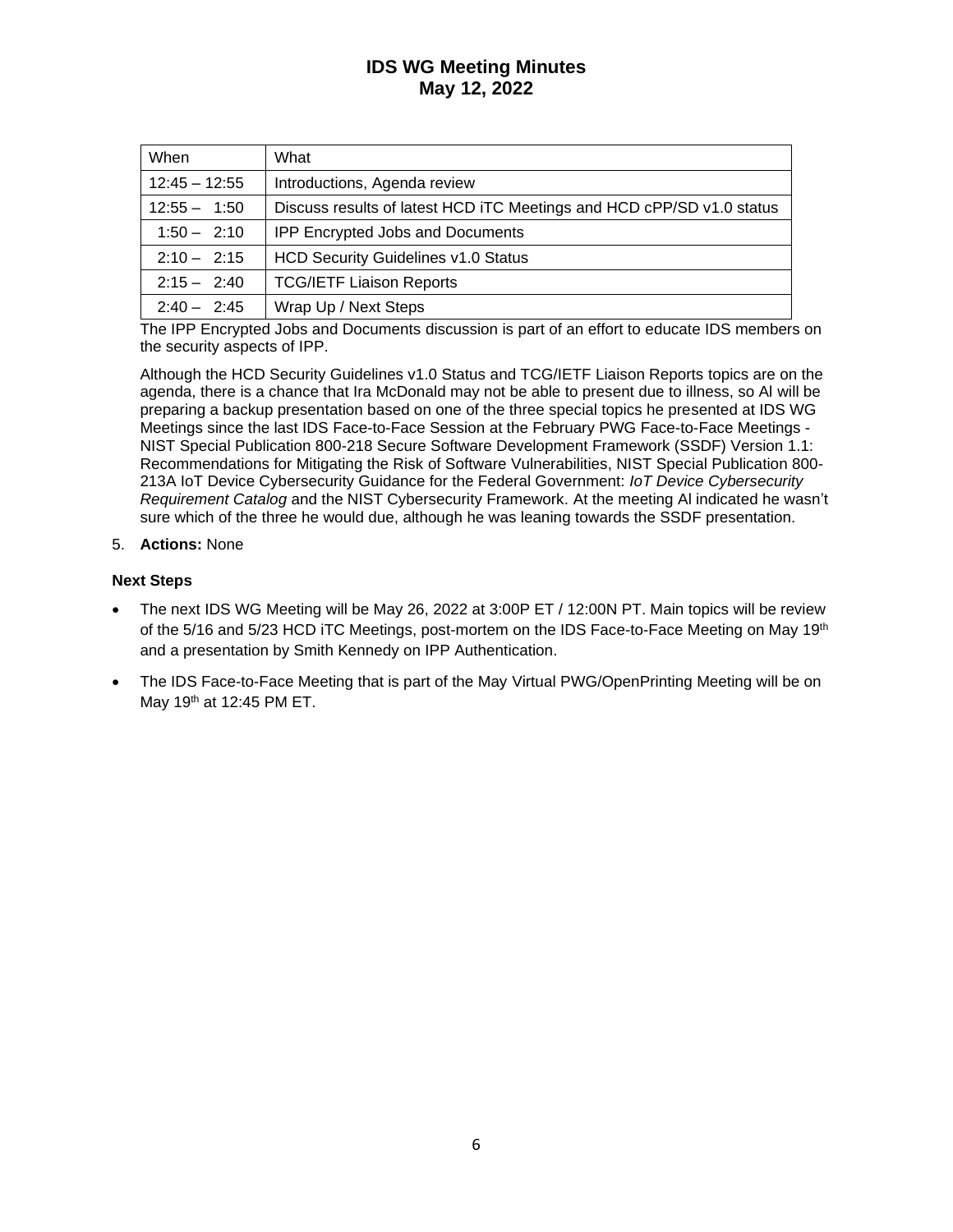# IDS WG Meeting Minutes
## May 12, 2022

| When | What |
|---|---|
| 12:45 – 12:55 | Introductions, Agenda review |
| 12:55 – 1:50 | Discuss results of latest HCD iTC Meetings and HCD cPP/SD v1.0 status |
| 1:50 – 2:10 | IPP Encrypted Jobs and Documents |
| 2:10 – 2:15 | HCD Security Guidelines v1.0 Status |
| 2:15 – 2:40 | TCG/IETF Liaison Reports |
| 2:40 – 2:45 | Wrap Up / Next Steps |

The IPP Encrypted Jobs and Documents discussion is part of an effort to educate IDS members on the security aspects of IPP.

Although the HCD Security Guidelines v1.0 Status and TCG/IETF Liaison Reports topics are on the agenda, there is a chance that Ira McDonald may not be able to present due to illness, so Al will be preparing a backup presentation based on one of the three special topics he presented at IDS WG Meetings since the last IDS Face-to-Face Session at the February PWG Face-to-Face Meetings - NIST Special Publication 800-218 Secure Software Development Framework (SSDF) Version 1.1: Recommendations for Mitigating the Risk of Software Vulnerabilities, NIST Special Publication 800-213A IoT Device Cybersecurity Guidance for the Federal Government: *IoT Device Cybersecurity Requirement Catalog* and the NIST Cybersecurity Framework. At the meeting Al indicated he wasn't sure which of the three he would due, although he was leaning towards the SSDF presentation.

5. **Actions:** None

**Next Steps**

- The next IDS WG Meeting will be May 26, 2022 at 3:00P ET / 12:00N PT. Main topics will be review of the 5/16 and 5/23 HCD iTC Meetings, post-mortem on the IDS Face-to-Face Meeting on May 19th and a presentation by Smith Kennedy on IPP Authentication.
- The IDS Face-to-Face Meeting that is part of the May Virtual PWG/OpenPrinting Meeting will be on May 19th at 12:45 PM ET.